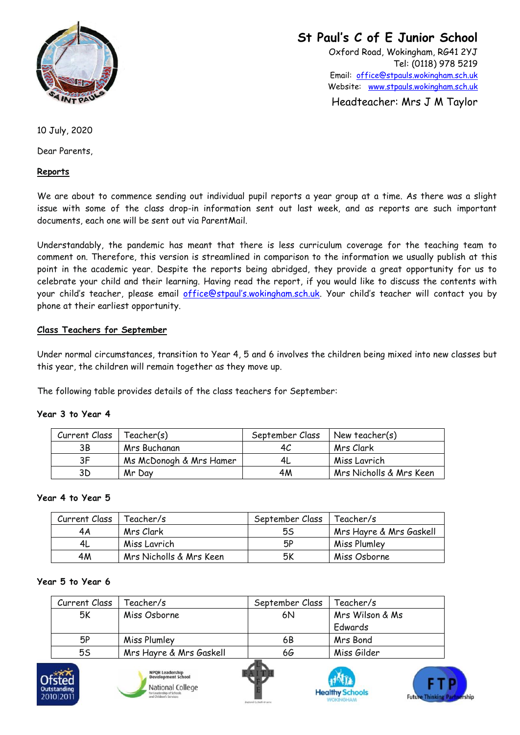# St Paul's C of E Junior School

Oxford Road, Wokingham, RG41 2YJ
Tel: (0118) 978 5219
Email: office@stpauls.wokingham.sch.uk
Website: www.stpauls.wokingham.sch.uk

Headteacher: Mrs J M Taylor

10 July, 2020

Dear Parents,

**Reports**

We are about to commence sending out individual pupil reports a year group at a time. As there was a slight issue with some of the class drop-in information sent out last week, and as reports are such important documents, each one will be sent out via ParentMail.

Understandably, the pandemic has meant that there is less curriculum coverage for the teaching team to comment on. Therefore, this version is streamlined in comparison to the information we usually publish at this point in the academic year. Despite the reports being abridged, they provide a great opportunity for us to celebrate your child and their learning. Having read the report, if you would like to discuss the contents with your child's teacher, please email office@stpaul's.wokingham.sch.uk. Your child's teacher will contact you by phone at their earliest opportunity.

**Class Teachers for September**

Under normal circumstances, transition to Year 4, 5 and 6 involves the children being mixed into new classes but this year, the children will remain together as they move up.

The following table provides details of the class teachers for September:

**Year 3 to Year 4**

| Current Class | Teacher(s) | September Class | New teacher(s) |
|---|---|---|---|
| 3B | Mrs Buchanan | 4C | Mrs Clark |
| 3F | Ms McDonogh & Mrs Hamer | 4L | Miss Lavrich |
| 3D | Mr Day | 4M | Mrs Nicholls & Mrs Keen |

**Year 4 to Year 5**

| Current Class | Teacher/s | September Class | Teacher/s |
|---|---|---|---|
| 4A | Mrs Clark | 5S | Mrs Hayre & Mrs Gaskell |
| 4L | Miss Lavrich | 5P | Miss Plumley |
| 4M | Mrs Nicholls & Mrs Keen | 5K | Miss Osborne |

**Year 5 to Year 6**

| Current Class | Teacher/s | September Class | Teacher/s |
|---|---|---|---|
| 5K | Miss Osborne | 6N | Mrs Wilson & Ms Edwards |
| 5P | Miss Plumley | 6B | Mrs Bond |
| 5S | Mrs Hayre & Mrs Gaskell | 6G | Miss Gilder |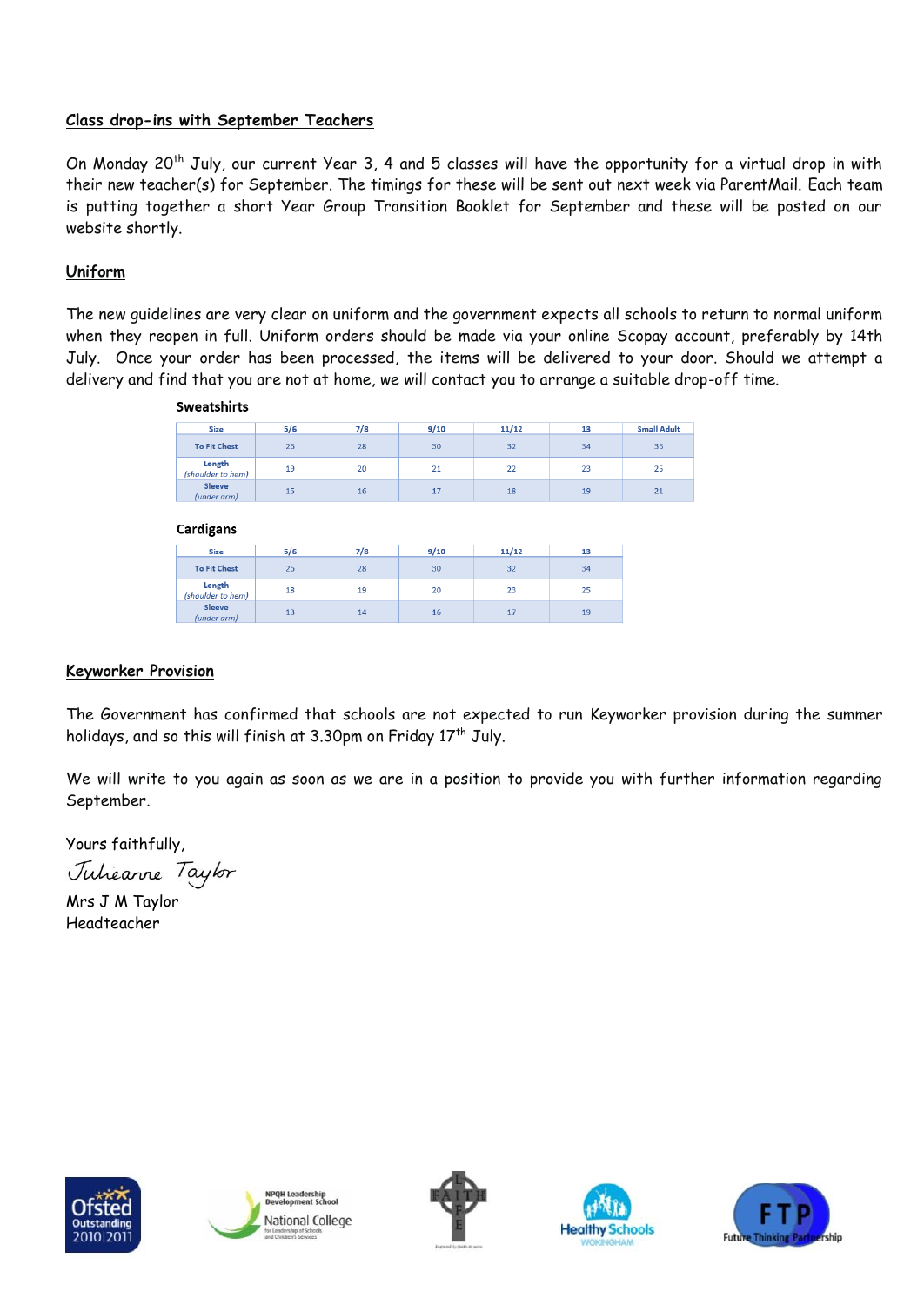**Class drop-ins with September Teachers**

On Monday 20th July, our current Year 3, 4 and 5 classes will have the opportunity for a virtual drop in with their new teacher(s) for September. The timings for these will be sent out next week via ParentMail. Each team is putting together a short Year Group Transition Booklet for September and these will be posted on our website shortly.

**Uniform**

The new guidelines are very clear on uniform and the government expects all schools to return to normal uniform when they reopen in full. Uniform orders should be made via your online Scopay account, preferably by 14th July. Once your order has been processed, the items will be delivered to your door. Should we attempt a delivery and find that you are not at home, we will contact you to arrange a suitable drop-off time.

**Sweatshirts**

| Size | 5/6 | 7/8 | 9/10 | 11/12 | 13 | Small Adult |
|---|---|---|---|---|---|---|
| To Fit Chest | 26 | 28 | 30 | 32 | 34 | 36 |
| Length *(shoulder to hem)* | 19 | 20 | 21 | 22 | 23 | 25 |
| Sleeve *(under arm)* | 15 | 16 | 17 | 18 | 19 | 21 |

**Cardigans**

| Size | 5/6 | 7/8 | 9/10 | 11/12 | 13 |
|---|---|---|---|---|---|
| To Fit Chest | 26 | 28 | 30 | 32 | 34 |
| Length *(shoulder to hem)* | 18 | 19 | 20 | 23 | 25 |
| Sleeve *(under arm)* | 13 | 14 | 16 | 17 | 19 |

**Keyworker Provision**

The Government has confirmed that schools are not expected to run Keyworker provision during the summer holidays, and so this will finish at 3.30pm on Friday 17th July.

We will write to you again as soon as we are in a position to provide you with further information regarding September.

Yours faithfully,

Julieanne Taylor

Mrs J M Taylor
Headteacher